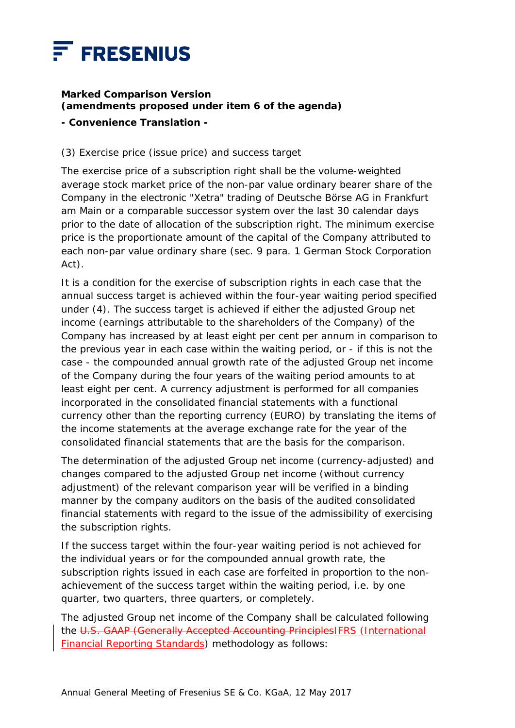**Marked Comparison Version**
**(amendments proposed under item 6 of the agenda)**

**- Convenience Translation -**

(3) Exercise price (issue price) and success target

The exercise price of a subscription right shall be the volume-weighted average stock market price of the non-par value ordinary bearer share of the Company in the electronic "Xetra" trading of Deutsche Börse AG in Frankfurt am Main or a comparable successor system over the last 30 calendar days prior to the date of allocation of the subscription right. The minimum exercise price is the proportionate amount of the capital of the Company attributed to each non-par value ordinary share (sec. 9 para. 1 German Stock Corporation Act).

It is a condition for the exercise of subscription rights in each case that the annual success target is achieved within the four-year waiting period specified under (4). The success target is achieved if either the adjusted Group net income (earnings attributable to the shareholders of the Company) of the Company has increased by at least eight per cent per annum in comparison to the previous year in each case within the waiting period, or - if this is not the case - the compounded annual growth rate of the adjusted Group net income of the Company during the four years of the waiting period amounts to at least eight per cent. A currency adjustment is performed for all companies incorporated in the consolidated financial statements with a functional currency other than the reporting currency (EURO) by translating the items of the income statements at the average exchange rate for the year of the consolidated financial statements that are the basis for the comparison.

The determination of the adjusted Group net income (currency-adjusted) and changes compared to the adjusted Group net income (without currency adjustment) of the relevant comparison year will be verified in a binding manner by the company auditors on the basis of the audited consolidated financial statements with regard to the issue of the admissibility of exercising the subscription rights.

If the success target within the four-year waiting period is not achieved for the individual years or for the compounded annual growth rate, the subscription rights issued in each case are forfeited in proportion to the non-achievement of the success target within the waiting period, i.e. by one quarter, two quarters, three quarters, or completely.

The adjusted Group net income of the Company shall be calculated following the ~~U.S. GAAP (Generally Accepted Accounting Principles~~IFRS (International Financial Reporting Standards) methodology as follows: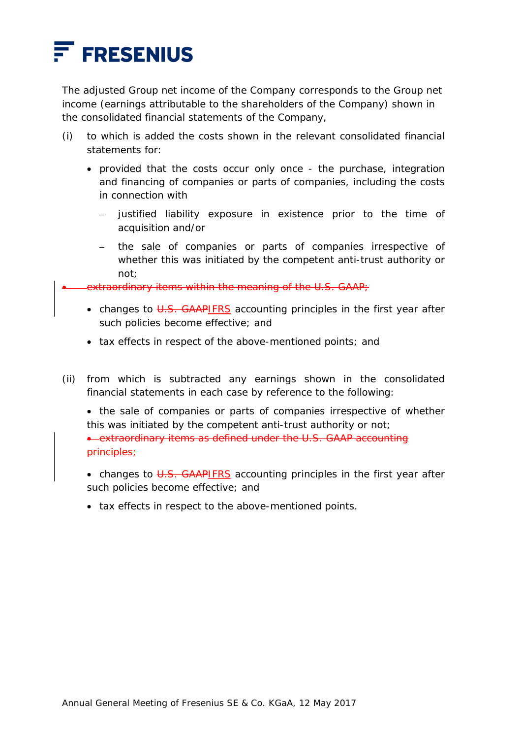The adjusted Group net income of the Company corresponds to the Group net income (earnings attributable to the shareholders of the Company) shown in the consolidated financial statements of the Company,

(i) to which is added the costs shown in the relevant consolidated financial statements for:

- provided that the costs occur only once - the purchase, integration and financing of companies or parts of companies, including the costs in connection with
  - justified liability exposure in existence prior to the time of acquisition and/or
  - the sale of companies or parts of companies irrespective of whether this was initiated by the competent anti-trust authority or not;
- ~~extraordinary items within the meaning of the U.S. GAAP;~~
- changes to ~~U.S. GAAP~~IFRS accounting principles in the first year after such policies become effective; and
- tax effects in respect of the above-mentioned points; and

(ii) from which is subtracted any earnings shown in the consolidated financial statements in each case by reference to the following:

- the sale of companies or parts of companies irrespective of whether this was initiated by the competent anti-trust authority or not;
- ~~extraordinary items as defined under the U.S. GAAP accounting principles;~~
- changes to ~~U.S. GAAP~~IFRS accounting principles in the first year after such policies become effective; and
- tax effects in respect to the above-mentioned points.